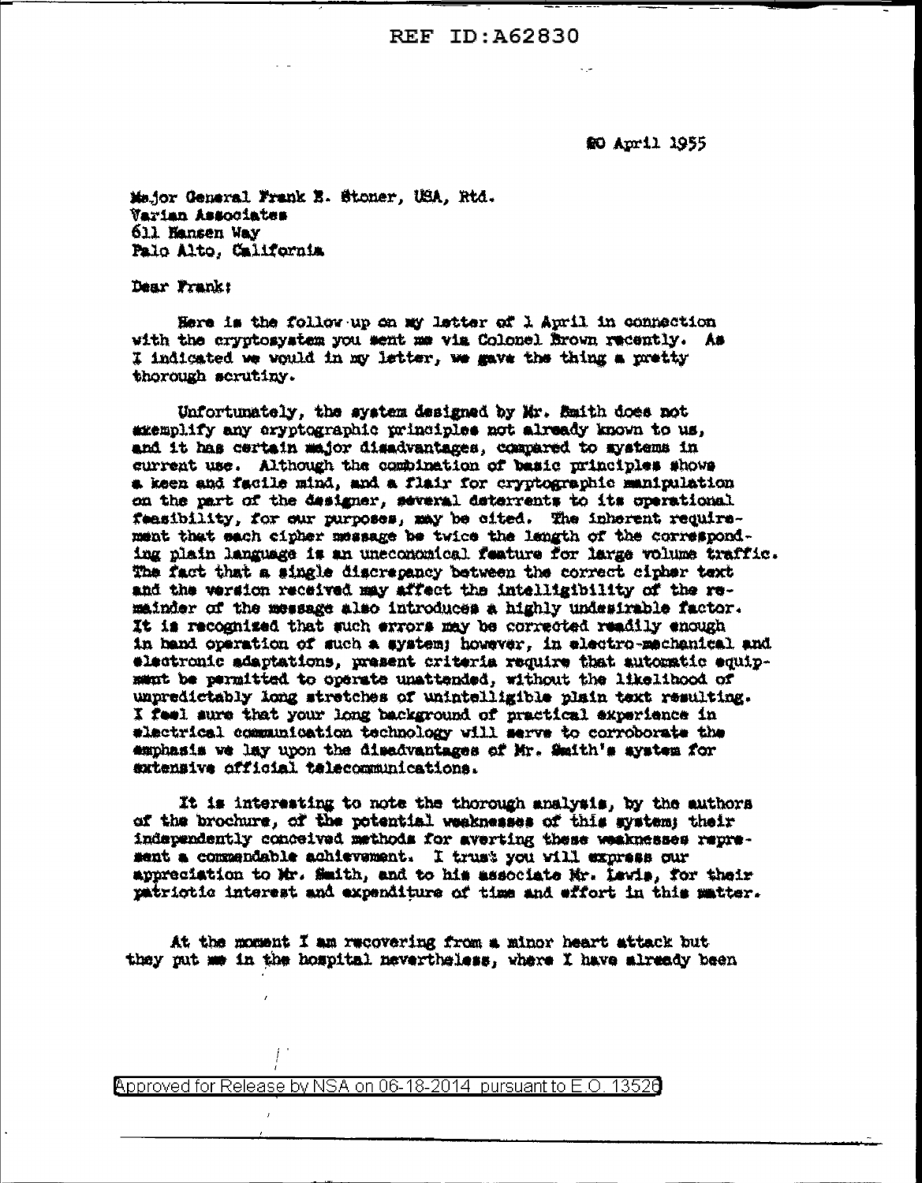REF ID:A62830

20 April 1955

Major General Frank E. Stoner, USA, Rtd.
Varian Associates
611 Hansen Way
Palo Alto, California

Dear Frank:

Here is the follow-up on my letter of 1 April in connection with the cryptosystem you sent me via Colonel Brown recently. As I indicated we would in my letter, we gave the thing a pretty thorough scrutiny.

Unfortunately, the system designed by Mr. Smith does not exemplify any cryptographic principles not already known to us, and it has certain major disadvantages, compared to systems in current use. Although the combination of basic principles shows a keen and facile mind, and a flair for cryptographic manipulation on the part of the designer, several deterrents to its operational feasibility, for our purposes, may be cited. The inherent requirement that each cipher message be twice the length of the corresponding plain language is an uneconomical feature for large volume traffic. The fact that a single discrepancy between the correct cipher text and the version received may affect the intelligibility of the remainder of the message also introduces a highly undesirable factor. It is recognized that such errors may be corrected readily enough in hand operation of such a system; however, in electro-mechanical and electronic adaptations, present criteria require that automatic equipment be permitted to operate unattended, without the likelihood of unpredictably long stretches of unintelligible plain text resulting. I feel sure that your long background of practical experience in electrical communication technology will serve to corroborate the emphasis we lay upon the disadvantages of Mr. Smith's system for extensive official telecommunications.

It is interesting to note the thorough analysis, by the authors of the brochure, of the potential weaknesses of this system; their independently conceived methods for averting these weaknesses represent a commendable achievement. I trust you will express our appreciation to Mr. Smith, and to his associate Mr. Lewis, for their patriotic interest and expenditure of time and effort in this matter.

At the moment I am recovering from a minor heart attack but they put me in the hospital nevertheless, where I have already been

Approved for Release by NSA on 06-18-2014 pursuant to E.O. 13526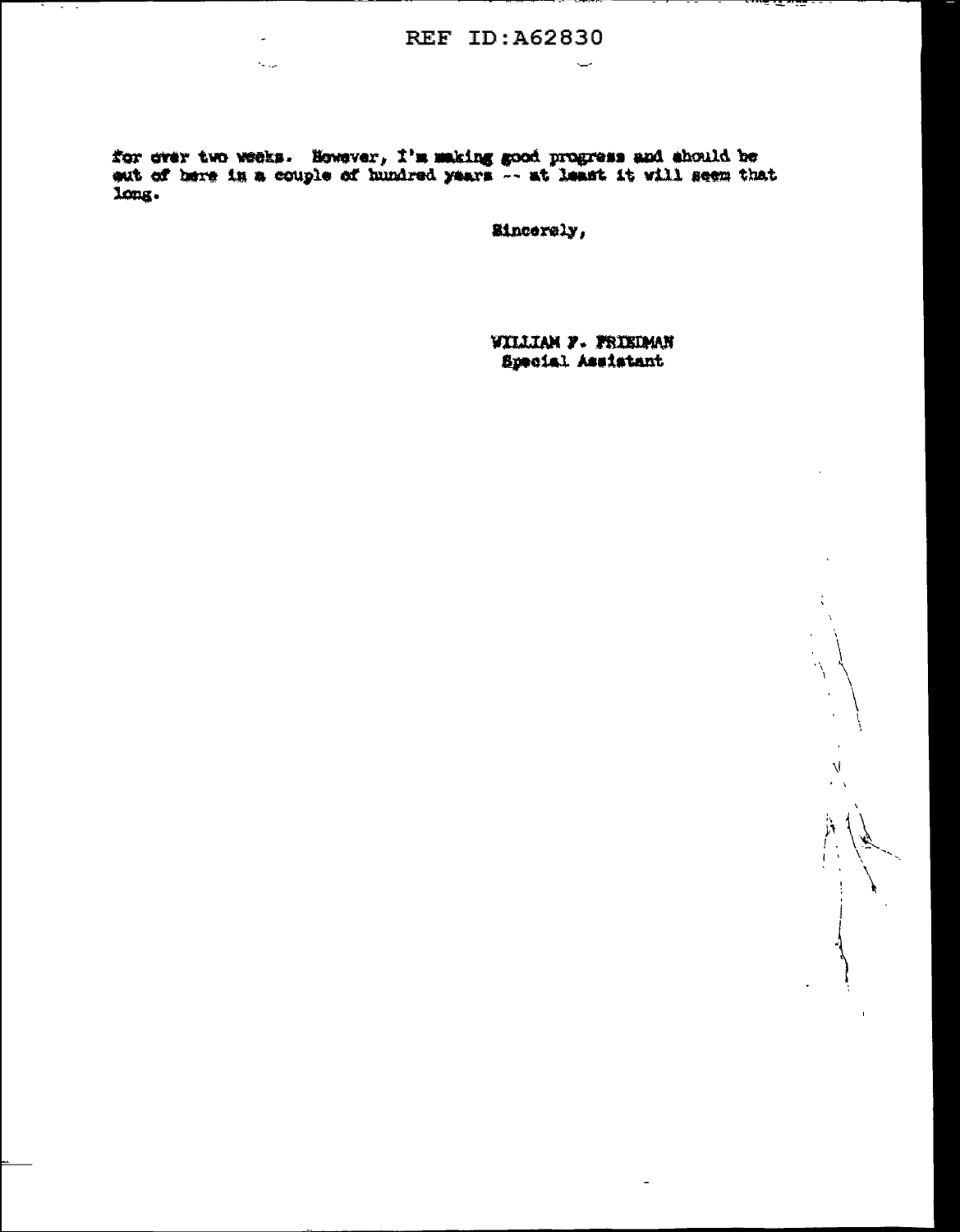for over two weeks. However, I'm making good progress and should be out of here in a couple of hundred years -- at least it will seem that long.

Sincerely,

WILLIAM F. FRIEDMAN
Special Assistant